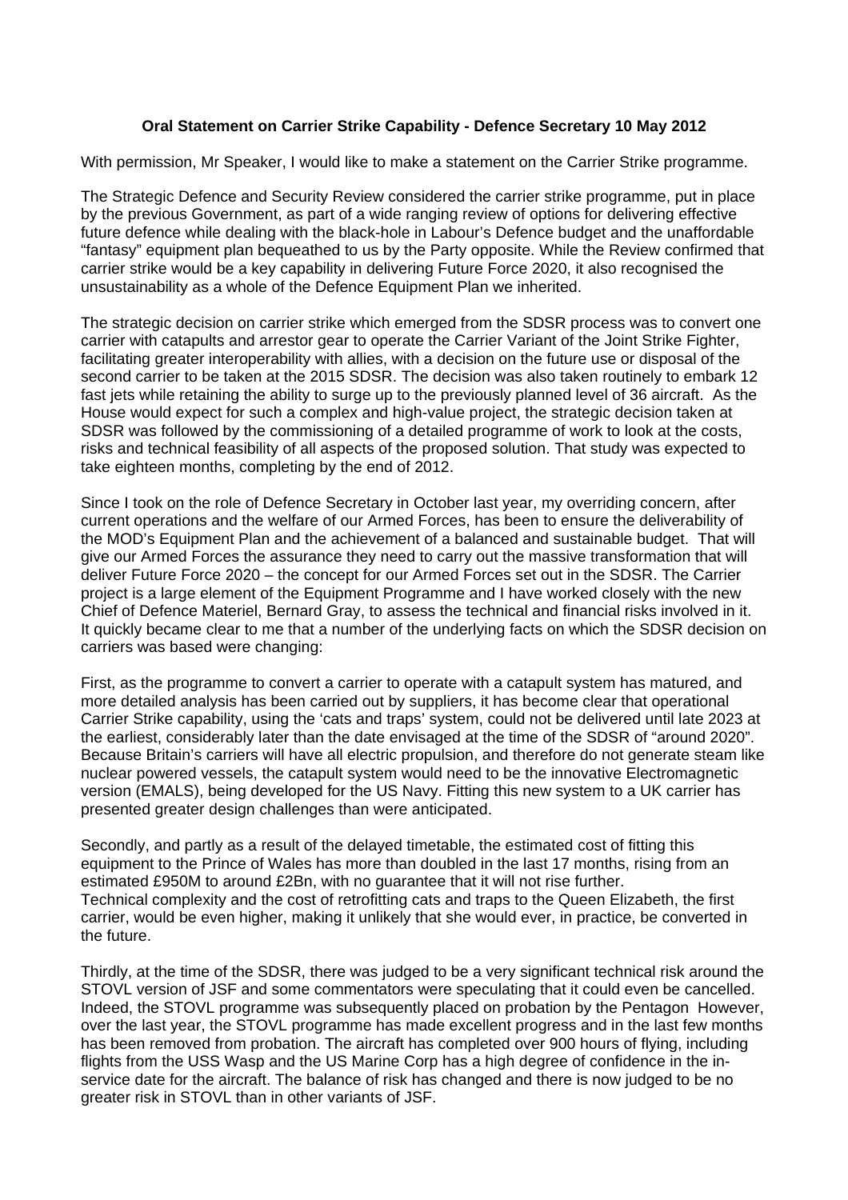**Oral Statement on Carrier Strike Capability - Defence Secretary 10 May 2012**

With permission, Mr Speaker, I would like to make a statement on the Carrier Strike programme.

The Strategic Defence and Security Review considered the carrier strike programme, put in place by the previous Government, as part of a wide ranging review of options for delivering effective future defence while dealing with the black-hole in Labour's Defence budget and the unaffordable "fantasy" equipment plan bequeathed to us by the Party opposite. While the Review confirmed that carrier strike would be a key capability in delivering Future Force 2020, it also recognised the unsustainability as a whole of the Defence Equipment Plan we inherited.

The strategic decision on carrier strike which emerged from the SDSR process was to convert one carrier with catapults and arrestor gear to operate the Carrier Variant of the Joint Strike Fighter, facilitating greater interoperability with allies, with a decision on the future use or disposal of the second carrier to be taken at the 2015 SDSR. The decision was also taken routinely to embark 12 fast jets while retaining the ability to surge up to the previously planned level of 36 aircraft. As the House would expect for such a complex and high-value project, the strategic decision taken at SDSR was followed by the commissioning of a detailed programme of work to look at the costs, risks and technical feasibility of all aspects of the proposed solution. That study was expected to take eighteen months, completing by the end of 2012.

Since I took on the role of Defence Secretary in October last year, my overriding concern, after current operations and the welfare of our Armed Forces, has been to ensure the deliverability of the MOD's Equipment Plan and the achievement of a balanced and sustainable budget. That will give our Armed Forces the assurance they need to carry out the massive transformation that will deliver Future Force 2020 – the concept for our Armed Forces set out in the SDSR. The Carrier project is a large element of the Equipment Programme and I have worked closely with the new Chief of Defence Materiel, Bernard Gray, to assess the technical and financial risks involved in it. It quickly became clear to me that a number of the underlying facts on which the SDSR decision on carriers was based were changing:

First, as the programme to convert a carrier to operate with a catapult system has matured, and more detailed analysis has been carried out by suppliers, it has become clear that operational Carrier Strike capability, using the 'cats and traps' system, could not be delivered until late 2023 at the earliest, considerably later than the date envisaged at the time of the SDSR of "around 2020". Because Britain's carriers will have all electric propulsion, and therefore do not generate steam like nuclear powered vessels, the catapult system would need to be the innovative Electromagnetic version (EMALS), being developed for the US Navy. Fitting this new system to a UK carrier has presented greater design challenges than were anticipated.

Secondly, and partly as a result of the delayed timetable, the estimated cost of fitting this equipment to the Prince of Wales has more than doubled in the last 17 months, rising from an estimated £950M to around £2Bn, with no guarantee that it will not rise further.
Technical complexity and the cost of retrofitting cats and traps to the Queen Elizabeth, the first carrier, would be even higher, making it unlikely that she would ever, in practice, be converted in the future.

Thirdly, at the time of the SDSR, there was judged to be a very significant technical risk around the STOVL version of JSF and some commentators were speculating that it could even be cancelled. Indeed, the STOVL programme was subsequently placed on probation by the Pentagon However, over the last year, the STOVL programme has made excellent progress and in the last few months has been removed from probation. The aircraft has completed over 900 hours of flying, including flights from the USS Wasp and the US Marine Corp has a high degree of confidence in the in-service date for the aircraft. The balance of risk has changed and there is now judged to be no greater risk in STOVL than in other variants of JSF.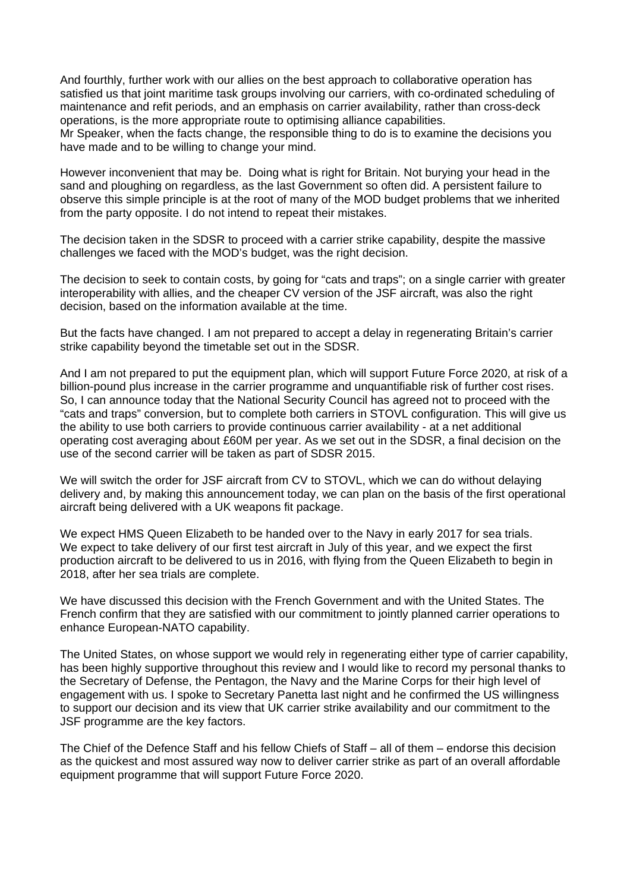And fourthly, further work with our allies on the best approach to collaborative operation has satisfied us that joint maritime task groups involving our carriers, with co-ordinated scheduling of maintenance and refit periods, and an emphasis on carrier availability, rather than cross-deck operations, is the more appropriate route to optimising alliance capabilities.
Mr Speaker, when the facts change, the responsible thing to do is to examine the decisions you have made and to be willing to change your mind.

However inconvenient that may be. Doing what is right for Britain. Not burying your head in the sand and ploughing on regardless, as the last Government so often did. A persistent failure to observe this simple principle is at the root of many of the MOD budget problems that we inherited from the party opposite. I do not intend to repeat their mistakes.

The decision taken in the SDSR to proceed with a carrier strike capability, despite the massive challenges we faced with the MOD's budget, was the right decision.

The decision to seek to contain costs, by going for "cats and traps"; on a single carrier with greater interoperability with allies, and the cheaper CV version of the JSF aircraft, was also the right decision, based on the information available at the time.

But the facts have changed. I am not prepared to accept a delay in regenerating Britain's carrier strike capability beyond the timetable set out in the SDSR.

And I am not prepared to put the equipment plan, which will support Future Force 2020, at risk of a billion-pound plus increase in the carrier programme and unquantifiable risk of further cost rises. So, I can announce today that the National Security Council has agreed not to proceed with the "cats and traps" conversion, but to complete both carriers in STOVL configuration. This will give us the ability to use both carriers to provide continuous carrier availability - at a net additional operating cost averaging about £60M per year. As we set out in the SDSR, a final decision on the use of the second carrier will be taken as part of SDSR 2015.

We will switch the order for JSF aircraft from CV to STOVL, which we can do without delaying delivery and, by making this announcement today, we can plan on the basis of the first operational aircraft being delivered with a UK weapons fit package.

We expect HMS Queen Elizabeth to be handed over to the Navy in early 2017 for sea trials.
We expect to take delivery of our first test aircraft in July of this year, and we expect the first production aircraft to be delivered to us in 2016, with flying from the Queen Elizabeth to begin in 2018, after her sea trials are complete.

We have discussed this decision with the French Government and with the United States. The French confirm that they are satisfied with our commitment to jointly planned carrier operations to enhance European-NATO capability.

The United States, on whose support we would rely in regenerating either type of carrier capability, has been highly supportive throughout this review and I would like to record my personal thanks to the Secretary of Defense, the Pentagon, the Navy and the Marine Corps for their high level of engagement with us. I spoke to Secretary Panetta last night and he confirmed the US willingness to support our decision and its view that UK carrier strike availability and our commitment to the JSF programme are the key factors.

The Chief of the Defence Staff and his fellow Chiefs of Staff – all of them – endorse this decision as the quickest and most assured way now to deliver carrier strike as part of an overall affordable equipment programme that will support Future Force 2020.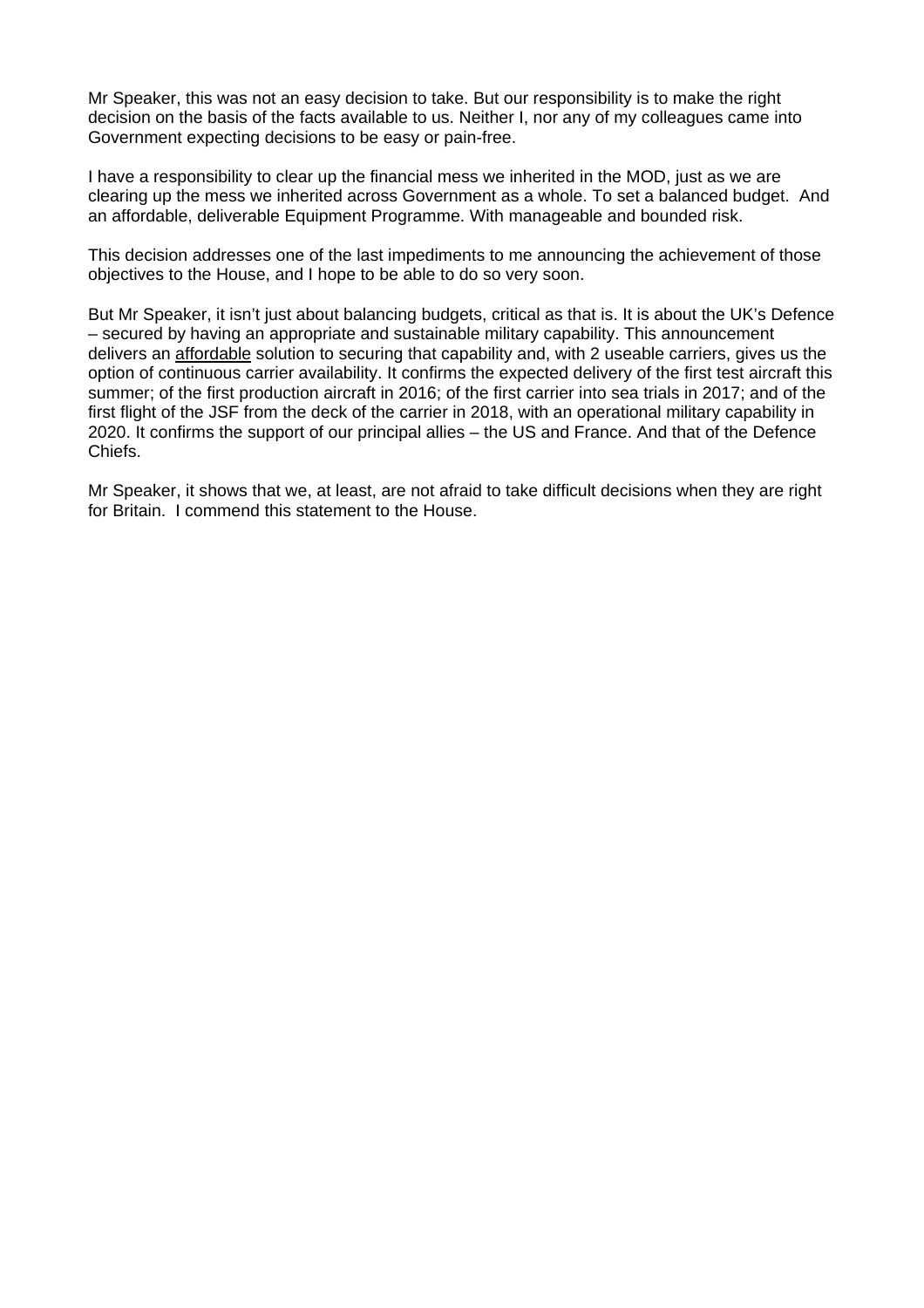Mr Speaker, this was not an easy decision to take. But our responsibility is to make the right decision on the basis of the facts available to us. Neither I, nor any of my colleagues came into Government expecting decisions to be easy or pain-free.

I have a responsibility to clear up the financial mess we inherited in the MOD, just as we are clearing up the mess we inherited across Government as a whole. To set a balanced budget. And an affordable, deliverable Equipment Programme. With manageable and bounded risk.

This decision addresses one of the last impediments to me announcing the achievement of those objectives to the House, and I hope to be able to do so very soon.

But Mr Speaker, it isn't just about balancing budgets, critical as that is. It is about the UK's Defence – secured by having an appropriate and sustainable military capability. This announcement delivers an affordable solution to securing that capability and, with 2 useable carriers, gives us the option of continuous carrier availability. It confirms the expected delivery of the first test aircraft this summer; of the first production aircraft in 2016; of the first carrier into sea trials in 2017; and of the first flight of the JSF from the deck of the carrier in 2018, with an operational military capability in 2020. It confirms the support of our principal allies – the US and France. And that of the Defence Chiefs.

Mr Speaker, it shows that we, at least, are not afraid to take difficult decisions when they are right for Britain. I commend this statement to the House.